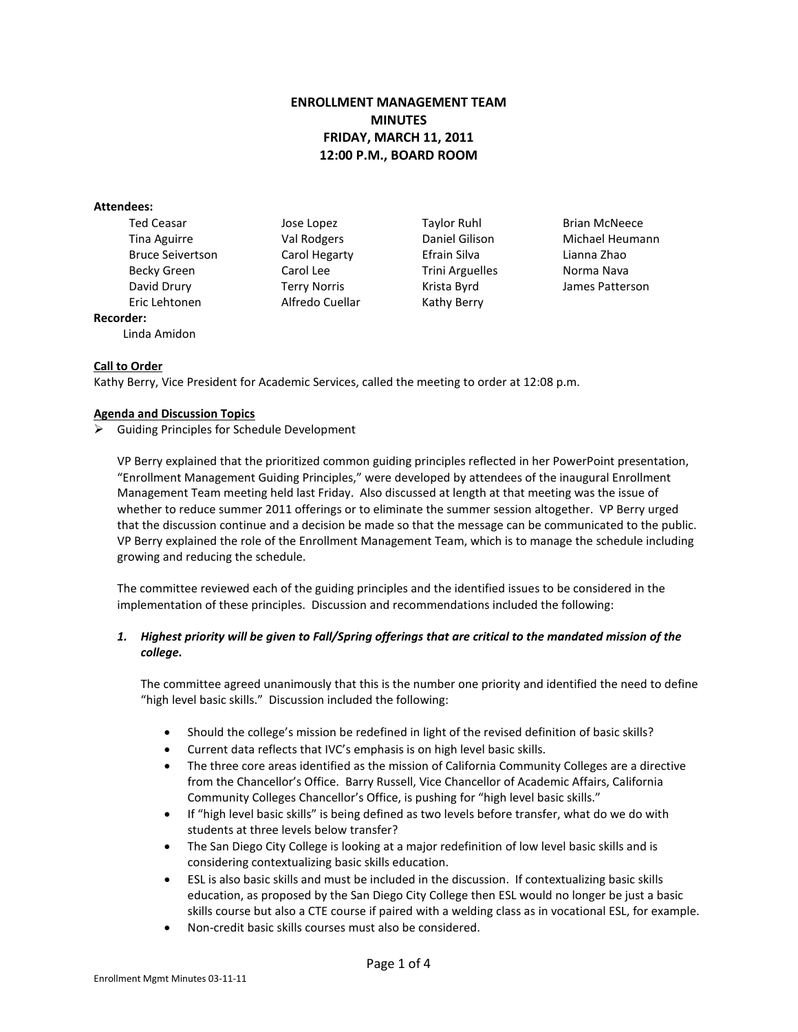# ENROLLMENT MANAGEMENT TEAM
# MINUTES
# FRIDAY, MARCH 11, 2011
# 12:00 P.M., BOARD ROOM

**Attendees:**

| | | | |
|---|---|---|---|
| Ted Ceasar | Jose Lopez | Taylor Ruhl | Brian McNeece |
| Tina Aguirre | Val Rodgers | Daniel Gilison | Michael Heumann |
| Bruce Seivertson | Carol Hegarty | Efrain Silva | Lianna Zhao |
| Becky Green | Carol Lee | Trini Arguelles | Norma Nava |
| David Drury | Terry Norris | Krista Byrd | James Patterson |
| Eric Lehtonen | Alfredo Cuellar | Kathy Berry | |

**Recorder:**

Linda Amidon

**Call to Order**

Kathy Berry, Vice President for Academic Services, called the meeting to order at 12:08 p.m.

**Agenda and Discussion Topics**

- Guiding Principles for Schedule Development

VP Berry explained that the prioritized common guiding principles reflected in her PowerPoint presentation, "Enrollment Management Guiding Principles," were developed by attendees of the inaugural Enrollment Management Team meeting held last Friday. Also discussed at length at that meeting was the issue of whether to reduce summer 2011 offerings or to eliminate the summer session altogether. VP Berry urged that the discussion continue and a decision be made so that the message can be communicated to the public. VP Berry explained the role of the Enrollment Management Team, which is to manage the schedule including growing and reducing the schedule.

The committee reviewed each of the guiding principles and the identified issues to be considered in the implementation of these principles. Discussion and recommendations included the following:

1. ***Highest priority will be given to Fall/Spring offerings that are critical to the mandated mission of the college.***

   The committee agreed unanimously that this is the number one priority and identified the need to define "high level basic skills." Discussion included the following:

   - Should the college's mission be redefined in light of the revised definition of basic skills?
   - Current data reflects that IVC's emphasis is on high level basic skills.
   - The three core areas identified as the mission of California Community Colleges are a directive from the Chancellor's Office. Barry Russell, Vice Chancellor of Academic Affairs, California Community Colleges Chancellor's Office, is pushing for "high level basic skills."
   - If "high level basic skills" is being defined as two levels before transfer, what do we do with students at three levels below transfer?
   - The San Diego City College is looking at a major redefinition of low level basic skills and is considering contextualizing basic skills education.
   - ESL is also basic skills and must be included in the discussion. If contextualizing basic skills education, as proposed by the San Diego City College then ESL would no longer be just a basic skills course but also a CTE course if paired with a welding class as in vocational ESL, for example.
   - Non-credit basic skills courses must also be considered.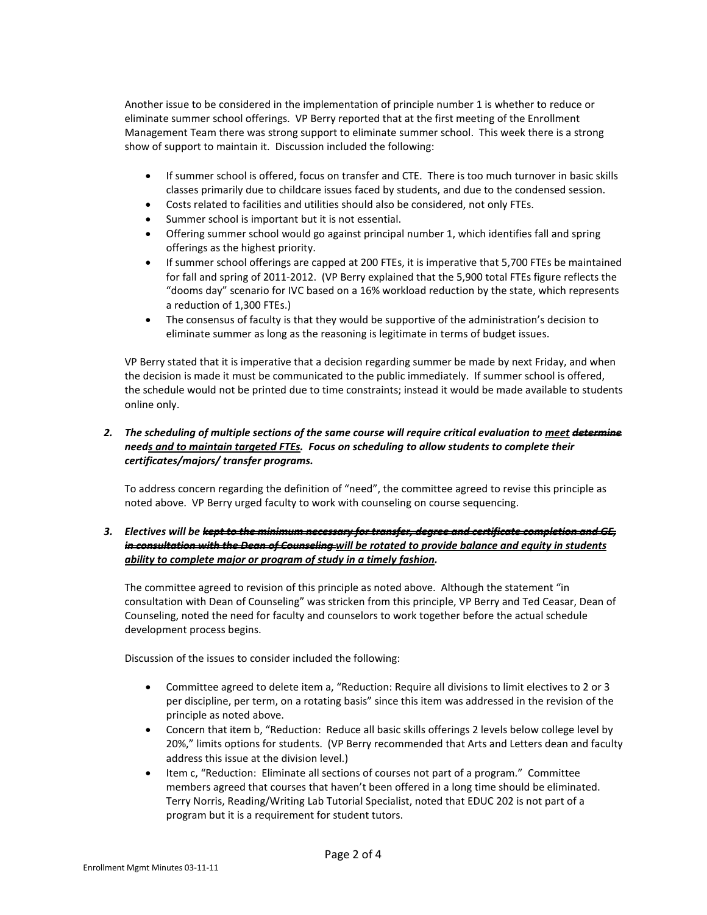Another issue to be considered in the implementation of principle number 1 is whether to reduce or eliminate summer school offerings. VP Berry reported that at the first meeting of the Enrollment Management Team there was strong support to eliminate summer school. This week there is a strong show of support to maintain it. Discussion included the following:

- If summer school is offered, focus on transfer and CTE. There is too much turnover in basic skills classes primarily due to childcare issues faced by students, and due to the condensed session.
- Costs related to facilities and utilities should also be considered, not only FTEs.
- Summer school is important but it is not essential.
- Offering summer school would go against principal number 1, which identifies fall and spring offerings as the highest priority.
- If summer school offerings are capped at 200 FTEs, it is imperative that 5,700 FTEs be maintained for fall and spring of 2011-2012. (VP Berry explained that the 5,900 total FTEs figure reflects the "dooms day" scenario for IVC based on a 16% workload reduction by the state, which represents a reduction of 1,300 FTEs.)
- The consensus of faculty is that they would be supportive of the administration's decision to eliminate summer as long as the reasoning is legitimate in terms of budget issues.

VP Berry stated that it is imperative that a decision regarding summer be made by next Friday, and when the decision is made it must be communicated to the public immediately. If summer school is offered, the schedule would not be printed due to time constraints; instead it would be made available to students online only.

2. ***The scheduling of multiple sections of the same course will require critical evaluation to <u>meet</u> ~~determine~~ need<u>s and to maintain targeted FTEs</u>. Focus on scheduling to allow students to complete their certificates/majors/ transfer programs.***

   To address concern regarding the definition of "need", the committee agreed to revise this principle as noted above. VP Berry urged faculty to work with counseling on course sequencing.

3. ***Electives will be ~~kept to the minimum necessary for transfer, degree and certificate completion and GE, in consultation with the Dean of Counseling~~ <u>will be rotated to provide balance and equity in students ability to complete major or program of study in a timely fashion</u>.***

   The committee agreed to revision of this principle as noted above. Although the statement "in consultation with Dean of Counseling" was stricken from this principle, VP Berry and Ted Ceasar, Dean of Counseling, noted the need for faculty and counselors to work together before the actual schedule development process begins.

   Discussion of the issues to consider included the following:

   - Committee agreed to delete item a, "Reduction: Require all divisions to limit electives to 2 or 3 per discipline, per term, on a rotating basis" since this item was addressed in the revision of the principle as noted above.
   - Concern that item b, "Reduction: Reduce all basic skills offerings 2 levels below college level by 20%," limits options for students. (VP Berry recommended that Arts and Letters dean and faculty address this issue at the division level.)
   - Item c, "Reduction: Eliminate all sections of courses not part of a program." Committee members agreed that courses that haven't been offered in a long time should be eliminated. Terry Norris, Reading/Writing Lab Tutorial Specialist, noted that EDUC 202 is not part of a program but it is a requirement for student tutors.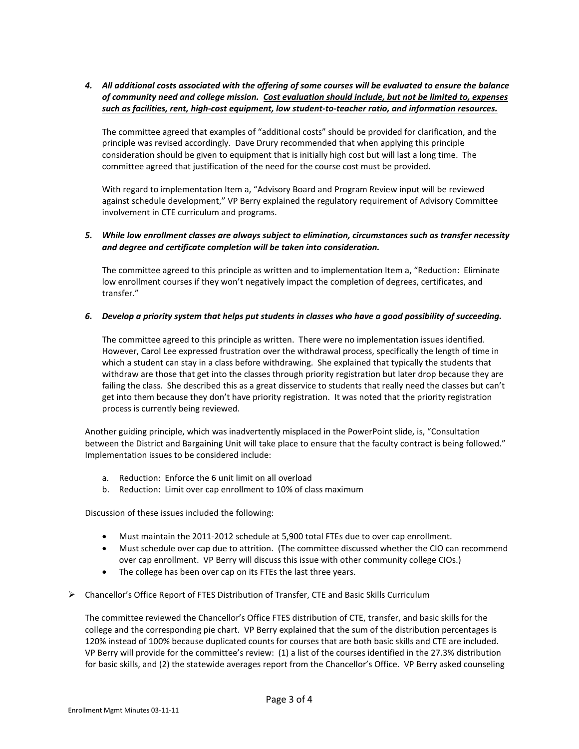***4. All additional costs associated with the offering of some courses will be evaluated to ensure the balance of community need and college mission. <u>Cost evaluation should include, but not be limited to, expenses such as facilities, rent, high-cost equipment, low student-to-teacher ratio, and information resources.</u>***

The committee agreed that examples of "additional costs" should be provided for clarification, and the principle was revised accordingly. Dave Drury recommended that when applying this principle consideration should be given to equipment that is initially high cost but will last a long time. The committee agreed that justification of the need for the course cost must be provided.

With regard to implementation Item a, "Advisory Board and Program Review input will be reviewed against schedule development," VP Berry explained the regulatory requirement of Advisory Committee involvement in CTE curriculum and programs.

***5. While low enrollment classes are always subject to elimination, circumstances such as transfer necessity and degree and certificate completion will be taken into consideration.***

The committee agreed to this principle as written and to implementation Item a, "Reduction: Eliminate low enrollment courses if they won't negatively impact the completion of degrees, certificates, and transfer."

***6. Develop a priority system that helps put students in classes who have a good possibility of succeeding.***

The committee agreed to this principle as written. There were no implementation issues identified. However, Carol Lee expressed frustration over the withdrawal process, specifically the length of time in which a student can stay in a class before withdrawing. She explained that typically the students that withdraw are those that get into the classes through priority registration but later drop because they are failing the class. She described this as a great disservice to students that really need the classes but can't get into them because they don't have priority registration. It was noted that the priority registration process is currently being reviewed.

Another guiding principle, which was inadvertently misplaced in the PowerPoint slide, is, "Consultation between the District and Bargaining Unit will take place to ensure that the faculty contract is being followed." Implementation issues to be considered include:

a. Reduction: Enforce the 6 unit limit on all overload
b. Reduction: Limit over cap enrollment to 10% of class maximum

Discussion of these issues included the following:

- Must maintain the 2011-2012 schedule at 5,900 total FTEs due to over cap enrollment.
- Must schedule over cap due to attrition. (The committee discussed whether the CIO can recommend over cap enrollment. VP Berry will discuss this issue with other community college CIOs.)
- The college has been over cap on its FTEs the last three years.

➢ Chancellor's Office Report of FTES Distribution of Transfer, CTE and Basic Skills Curriculum

The committee reviewed the Chancellor's Office FTES distribution of CTE, transfer, and basic skills for the college and the corresponding pie chart. VP Berry explained that the sum of the distribution percentages is 120% instead of 100% because duplicated counts for courses that are both basic skills and CTE are included. VP Berry will provide for the committee's review: (1) a list of the courses identified in the 27.3% distribution for basic skills, and (2) the statewide averages report from the Chancellor's Office. VP Berry asked counseling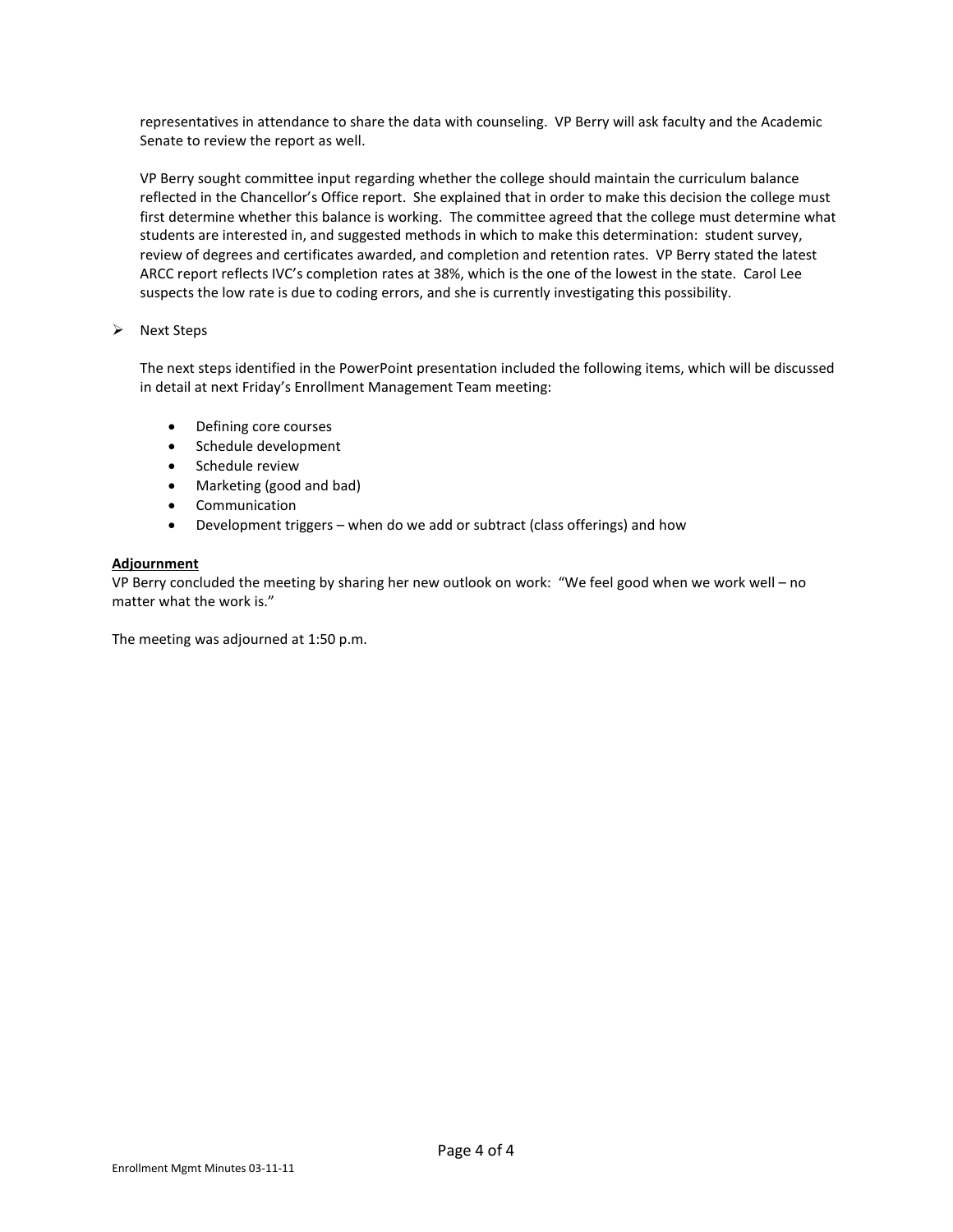representatives in attendance to share the data with counseling. VP Berry will ask faculty and the Academic Senate to review the report as well.

VP Berry sought committee input regarding whether the college should maintain the curriculum balance reflected in the Chancellor's Office report. She explained that in order to make this decision the college must first determine whether this balance is working. The committee agreed that the college must determine what students are interested in, and suggested methods in which to make this determination: student survey, review of degrees and certificates awarded, and completion and retention rates. VP Berry stated the latest ARCC report reflects IVC's completion rates at 38%, which is the one of the lowest in the state. Carol Lee suspects the low rate is due to coding errors, and she is currently investigating this possibility.

- Next Steps

  The next steps identified in the PowerPoint presentation included the following items, which will be discussed in detail at next Friday's Enrollment Management Team meeting:

  - Defining core courses
  - Schedule development
  - Schedule review
  - Marketing (good and bad)
  - Communication
  - Development triggers – when do we add or subtract (class offerings) and how

**Adjournment**

VP Berry concluded the meeting by sharing her new outlook on work: "We feel good when we work well – no matter what the work is."

The meeting was adjourned at 1:50 p.m.